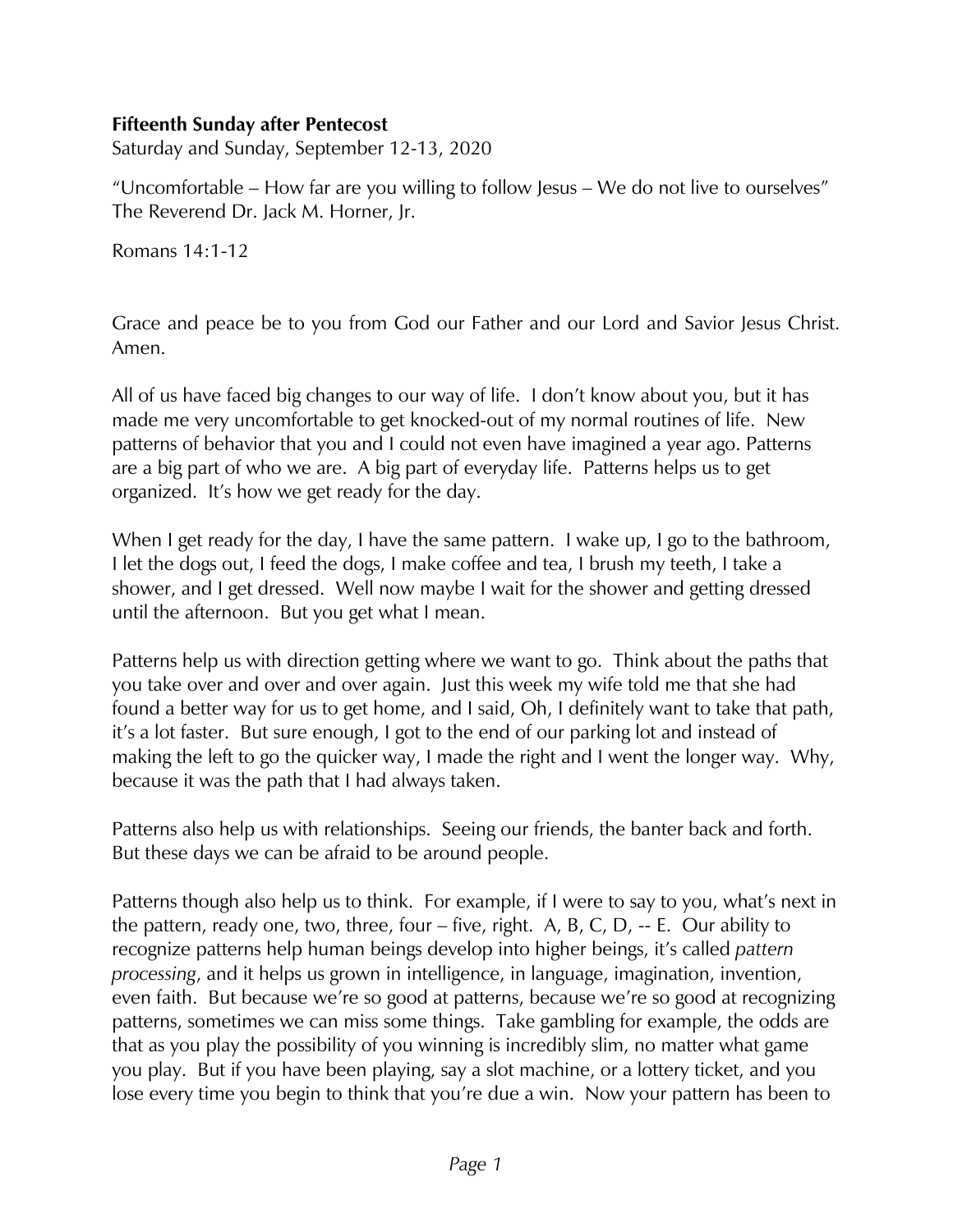**Fifteenth Sunday after Pentecost**
Saturday and Sunday, September 12-13, 2020

"Uncomfortable – How far are you willing to follow Jesus – We do not live to ourselves"
The Reverend Dr. Jack M. Horner, Jr.

Romans 14:1-12

Grace and peace be to you from God our Father and our Lord and Savior Jesus Christ. Amen.

All of us have faced big changes to our way of life. I don't know about you, but it has made me very uncomfortable to get knocked-out of my normal routines of life. New patterns of behavior that you and I could not even have imagined a year ago. Patterns are a big part of who we are. A big part of everyday life. Patterns helps us to get organized. It's how we get ready for the day.

When I get ready for the day, I have the same pattern. I wake up, I go to the bathroom, I let the dogs out, I feed the dogs, I make coffee and tea, I brush my teeth, I take a shower, and I get dressed. Well now maybe I wait for the shower and getting dressed until the afternoon. But you get what I mean.

Patterns help us with direction getting where we want to go. Think about the paths that you take over and over and over again. Just this week my wife told me that she had found a better way for us to get home, and I said, Oh, I definitely want to take that path, it's a lot faster. But sure enough, I got to the end of our parking lot and instead of making the left to go the quicker way, I made the right and I went the longer way. Why, because it was the path that I had always taken.

Patterns also help us with relationships. Seeing our friends, the banter back and forth. But these days we can be afraid to be around people.

Patterns though also help us to think. For example, if I were to say to you, what's next in the pattern, ready one, two, three, four – five, right. A, B, C, D, -- E. Our ability to recognize patterns help human beings develop into higher beings, it's called *pattern processing*, and it helps us grown in intelligence, in language, imagination, invention, even faith. But because we're so good at patterns, because we're so good at recognizing patterns, sometimes we can miss some things. Take gambling for example, the odds are that as you play the possibility of you winning is incredibly slim, no matter what game you play. But if you have been playing, say a slot machine, or a lottery ticket, and you lose every time you begin to think that you're due a win. Now your pattern has been to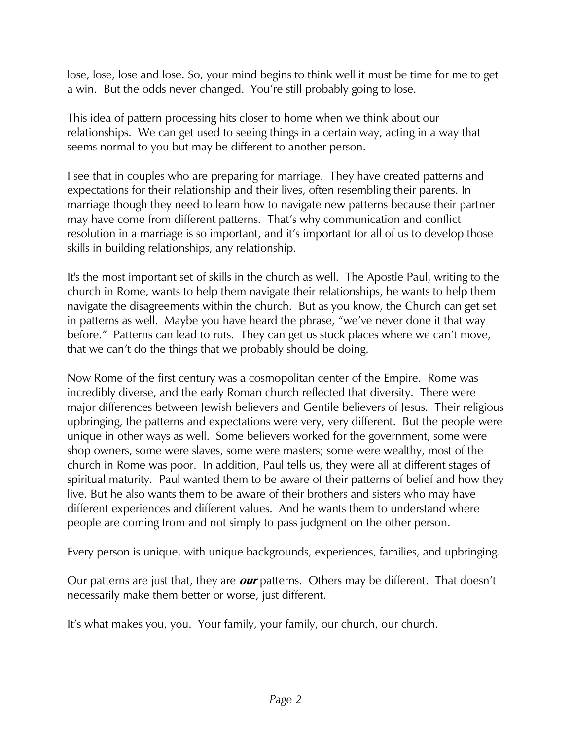lose, lose, lose and lose. So, your mind begins to think well it must be time for me to get a win. But the odds never changed. You're still probably going to lose.

This idea of pattern processing hits closer to home when we think about our relationships. We can get used to seeing things in a certain way, acting in a way that seems normal to you but may be different to another person.

I see that in couples who are preparing for marriage. They have created patterns and expectations for their relationship and their lives, often resembling their parents. In marriage though they need to learn how to navigate new patterns because their partner may have come from different patterns. That's why communication and conflict resolution in a marriage is so important, and it's important for all of us to develop those skills in building relationships, any relationship.

It's the most important set of skills in the church as well. The Apostle Paul, writing to the church in Rome, wants to help them navigate their relationships, he wants to help them navigate the disagreements within the church. But as you know, the Church can get set in patterns as well. Maybe you have heard the phrase, "we've never done it that way before." Patterns can lead to ruts. They can get us stuck places where we can't move, that we can't do the things that we probably should be doing.

Now Rome of the first century was a cosmopolitan center of the Empire. Rome was incredibly diverse, and the early Roman church reflected that diversity. There were major differences between Jewish believers and Gentile believers of Jesus. Their religious upbringing, the patterns and expectations were very, very different. But the people were unique in other ways as well. Some believers worked for the government, some were shop owners, some were slaves, some were masters; some were wealthy, most of the church in Rome was poor. In addition, Paul tells us, they were all at different stages of spiritual maturity. Paul wanted them to be aware of their patterns of belief and how they live. But he also wants them to be aware of their brothers and sisters who may have different experiences and different values. And he wants them to understand where people are coming from and not simply to pass judgment on the other person.

Every person is unique, with unique backgrounds, experiences, families, and upbringing.

Our patterns are just that, they are ***our*** patterns. Others may be different. That doesn't necessarily make them better or worse, just different.

It's what makes you, you. Your family, your family, our church, our church.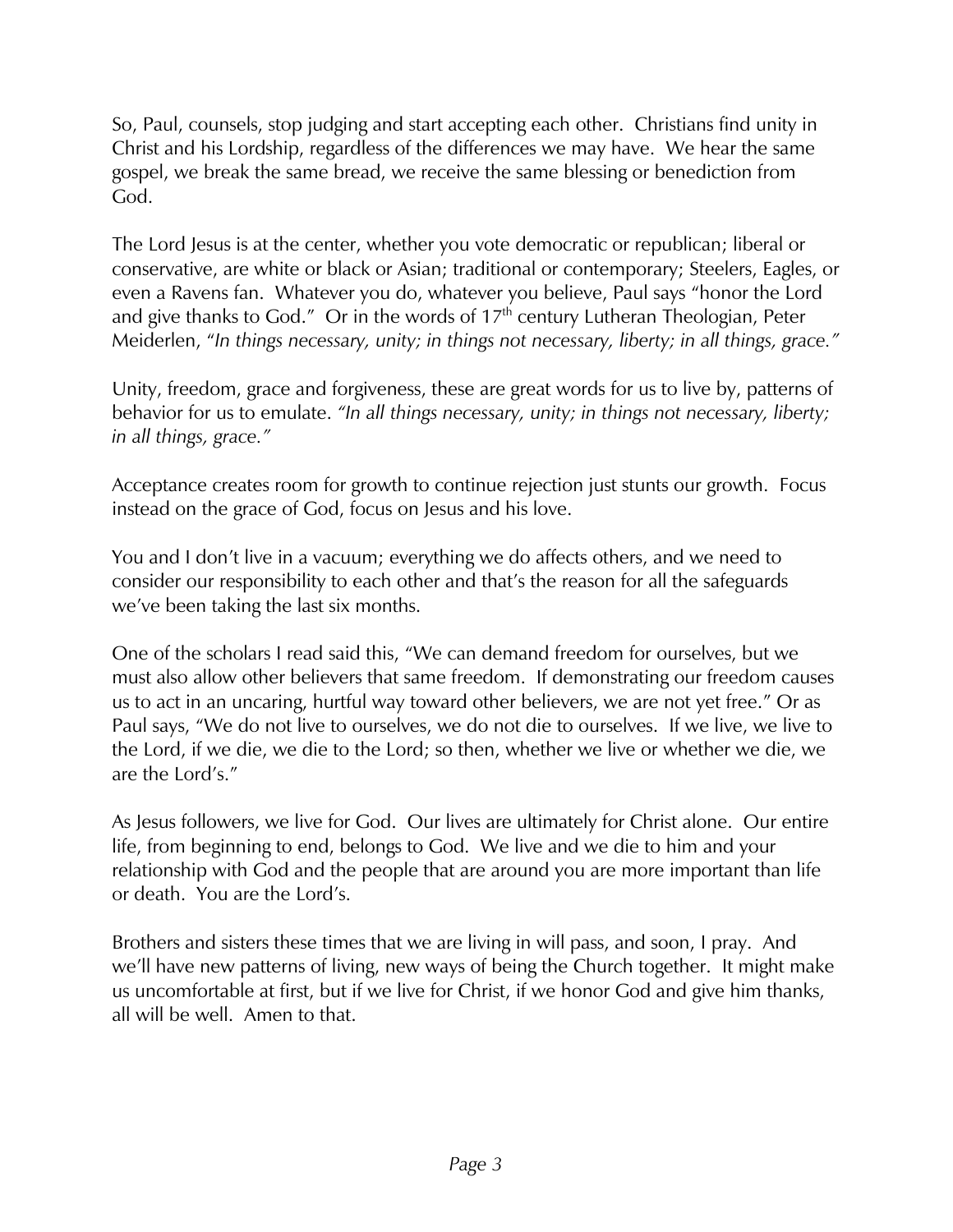So, Paul, counsels, stop judging and start accepting each other. Christians find unity in Christ and his Lordship, regardless of the differences we may have. We hear the same gospel, we break the same bread, we receive the same blessing or benediction from God.

The Lord Jesus is at the center, whether you vote democratic or republican; liberal or conservative, are white or black or Asian; traditional or contemporary; Steelers, Eagles, or even a Ravens fan. Whatever you do, whatever you believe, Paul says "honor the Lord and give thanks to God." Or in the words of 17th century Lutheran Theologian, Peter Meiderlen, "*In things necessary, unity; in things not necessary, liberty; in all things, grace.*"

Unity, freedom, grace and forgiveness, these are great words for us to live by, patterns of behavior for us to emulate. *"In all things necessary, unity; in things not necessary, liberty; in all things, grace."*

Acceptance creates room for growth to continue rejection just stunts our growth. Focus instead on the grace of God, focus on Jesus and his love.

You and I don't live in a vacuum; everything we do affects others, and we need to consider our responsibility to each other and that's the reason for all the safeguards we've been taking the last six months.

One of the scholars I read said this, "We can demand freedom for ourselves, but we must also allow other believers that same freedom. If demonstrating our freedom causes us to act in an uncaring, hurtful way toward other believers, we are not yet free." Or as Paul says, "We do not live to ourselves, we do not die to ourselves. If we live, we live to the Lord, if we die, we die to the Lord; so then, whether we live or whether we die, we are the Lord's."

As Jesus followers, we live for God. Our lives are ultimately for Christ alone. Our entire life, from beginning to end, belongs to God. We live and we die to him and your relationship with God and the people that are around you are more important than life or death. You are the Lord's.

Brothers and sisters these times that we are living in will pass, and soon, I pray. And we'll have new patterns of living, new ways of being the Church together. It might make us uncomfortable at first, but if we live for Christ, if we honor God and give him thanks, all will be well. Amen to that.